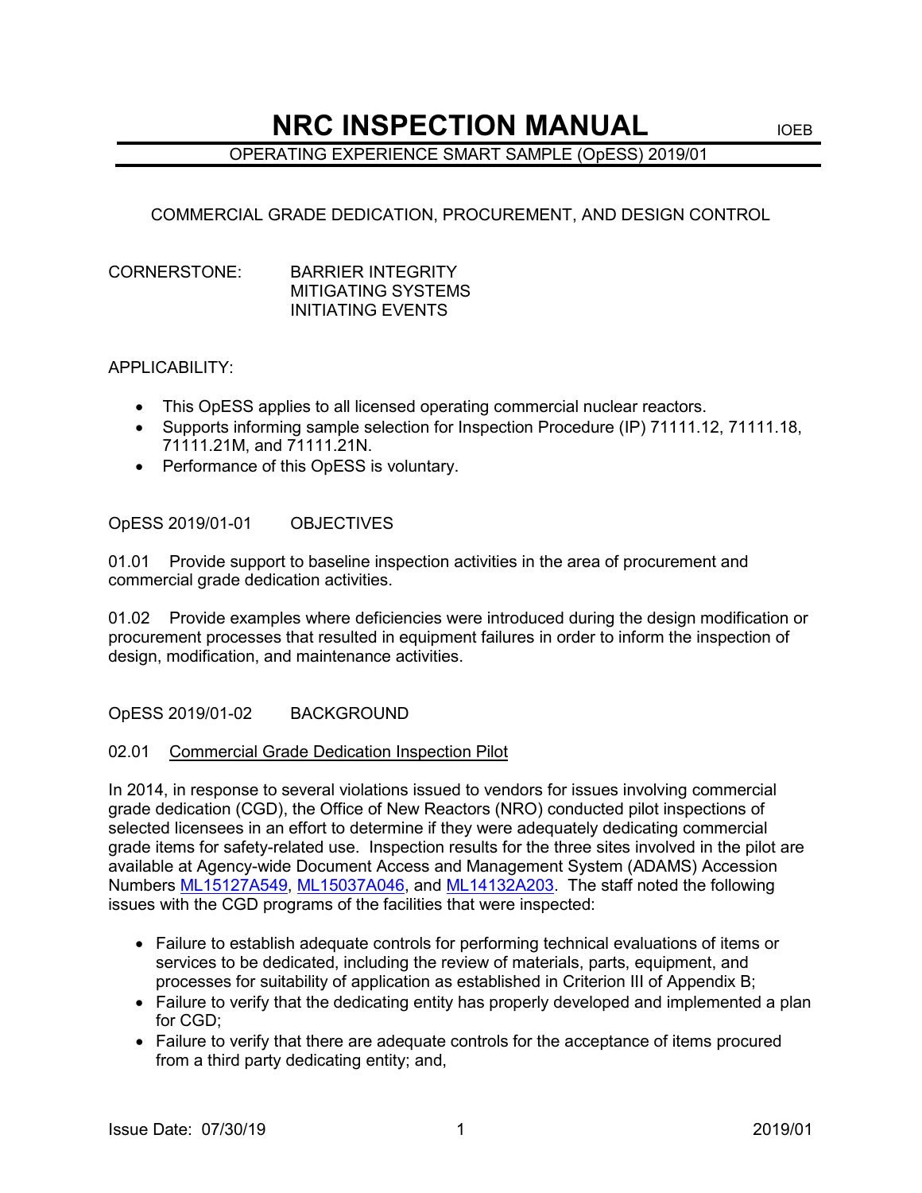# NRC INSPECTION MANUAL

IOEB

OPERATING EXPERIENCE SMART SAMPLE (OpESS) 2019/01

COMMERCIAL GRADE DEDICATION, PROCUREMENT, AND DESIGN CONTROL

CORNERSTONE: BARRIER INTEGRITY
MITIGATING SYSTEMS
INITIATING EVENTS

APPLICABILITY:

- This OpESS applies to all licensed operating commercial nuclear reactors.
- Supports informing sample selection for Inspection Procedure (IP) 71111.12, 71111.18, 71111.21M, and 71111.21N.
- Performance of this OpESS is voluntary.

## OpESS 2019/01-01 OBJECTIVES

01.01 Provide support to baseline inspection activities in the area of procurement and commercial grade dedication activities.

01.02 Provide examples where deficiencies were introduced during the design modification or procurement processes that resulted in equipment failures in order to inform the inspection of design, modification, and maintenance activities.

## OpESS 2019/01-02 BACKGROUND

### 02.01 Commercial Grade Dedication Inspection Pilot

In 2014, in response to several violations issued to vendors for issues involving commercial grade dedication (CGD), the Office of New Reactors (NRO) conducted pilot inspections of selected licensees in an effort to determine if they were adequately dedicating commercial grade items for safety-related use. Inspection results for the three sites involved in the pilot are available at Agency-wide Document Access and Management System (ADAMS) Accession Numbers ML15127A549, ML15037A046, and ML14132A203. The staff noted the following issues with the CGD programs of the facilities that were inspected:

- Failure to establish adequate controls for performing technical evaluations of items or services to be dedicated, including the review of materials, parts, equipment, and processes for suitability of application as established in Criterion III of Appendix B;
- Failure to verify that the dedicating entity has properly developed and implemented a plan for CGD;
- Failure to verify that there are adequate controls for the acceptance of items procured from a third party dedicating entity; and,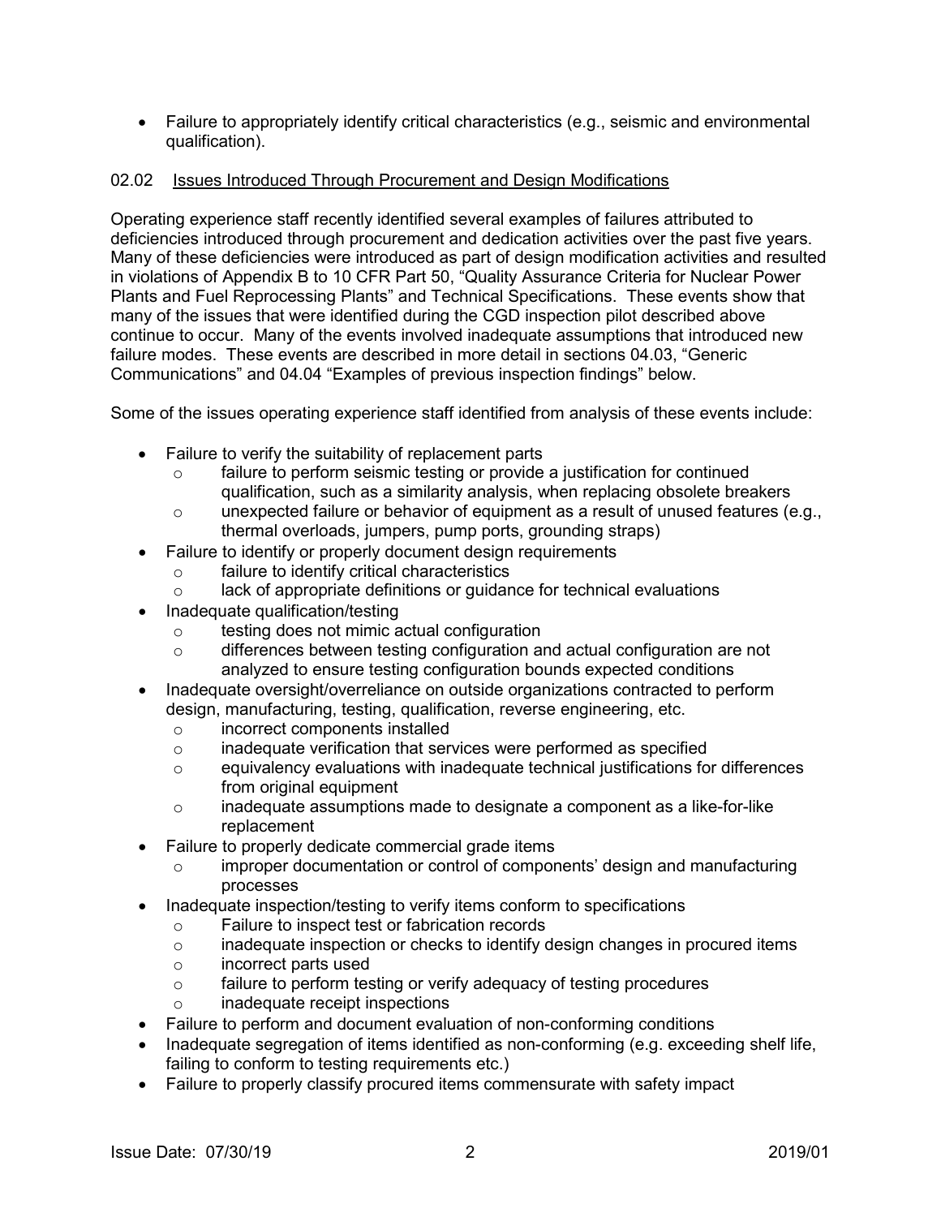- Failure to appropriately identify critical characteristics (e.g., seismic and environmental qualification).

02.02 Issues Introduced Through Procurement and Design Modifications

Operating experience staff recently identified several examples of failures attributed to deficiencies introduced through procurement and dedication activities over the past five years. Many of these deficiencies were introduced as part of design modification activities and resulted in violations of Appendix B to 10 CFR Part 50, "Quality Assurance Criteria for Nuclear Power Plants and Fuel Reprocessing Plants" and Technical Specifications. These events show that many of the issues that were identified during the CGD inspection pilot described above continue to occur. Many of the events involved inadequate assumptions that introduced new failure modes. These events are described in more detail in sections 04.03, "Generic Communications" and 04.04 "Examples of previous inspection findings" below.

Some of the issues operating experience staff identified from analysis of these events include:

- Failure to verify the suitability of replacement parts
  - failure to perform seismic testing or provide a justification for continued qualification, such as a similarity analysis, when replacing obsolete breakers
  - unexpected failure or behavior of equipment as a result of unused features (e.g., thermal overloads, jumpers, pump ports, grounding straps)
- Failure to identify or properly document design requirements
  - failure to identify critical characteristics
  - lack of appropriate definitions or guidance for technical evaluations
- Inadequate qualification/testing
  - testing does not mimic actual configuration
  - differences between testing configuration and actual configuration are not analyzed to ensure testing configuration bounds expected conditions
- Inadequate oversight/overreliance on outside organizations contracted to perform design, manufacturing, testing, qualification, reverse engineering, etc.
  - incorrect components installed
  - inadequate verification that services were performed as specified
  - equivalency evaluations with inadequate technical justifications for differences from original equipment
  - inadequate assumptions made to designate a component as a like-for-like replacement
- Failure to properly dedicate commercial grade items
  - improper documentation or control of components' design and manufacturing processes
- Inadequate inspection/testing to verify items conform to specifications
  - Failure to inspect test or fabrication records
  - inadequate inspection or checks to identify design changes in procured items
  - incorrect parts used
  - failure to perform testing or verify adequacy of testing procedures
  - inadequate receipt inspections
- Failure to perform and document evaluation of non-conforming conditions
- Inadequate segregation of items identified as non-conforming (e.g. exceeding shelf life, failing to conform to testing requirements etc.)
- Failure to properly classify procured items commensurate with safety impact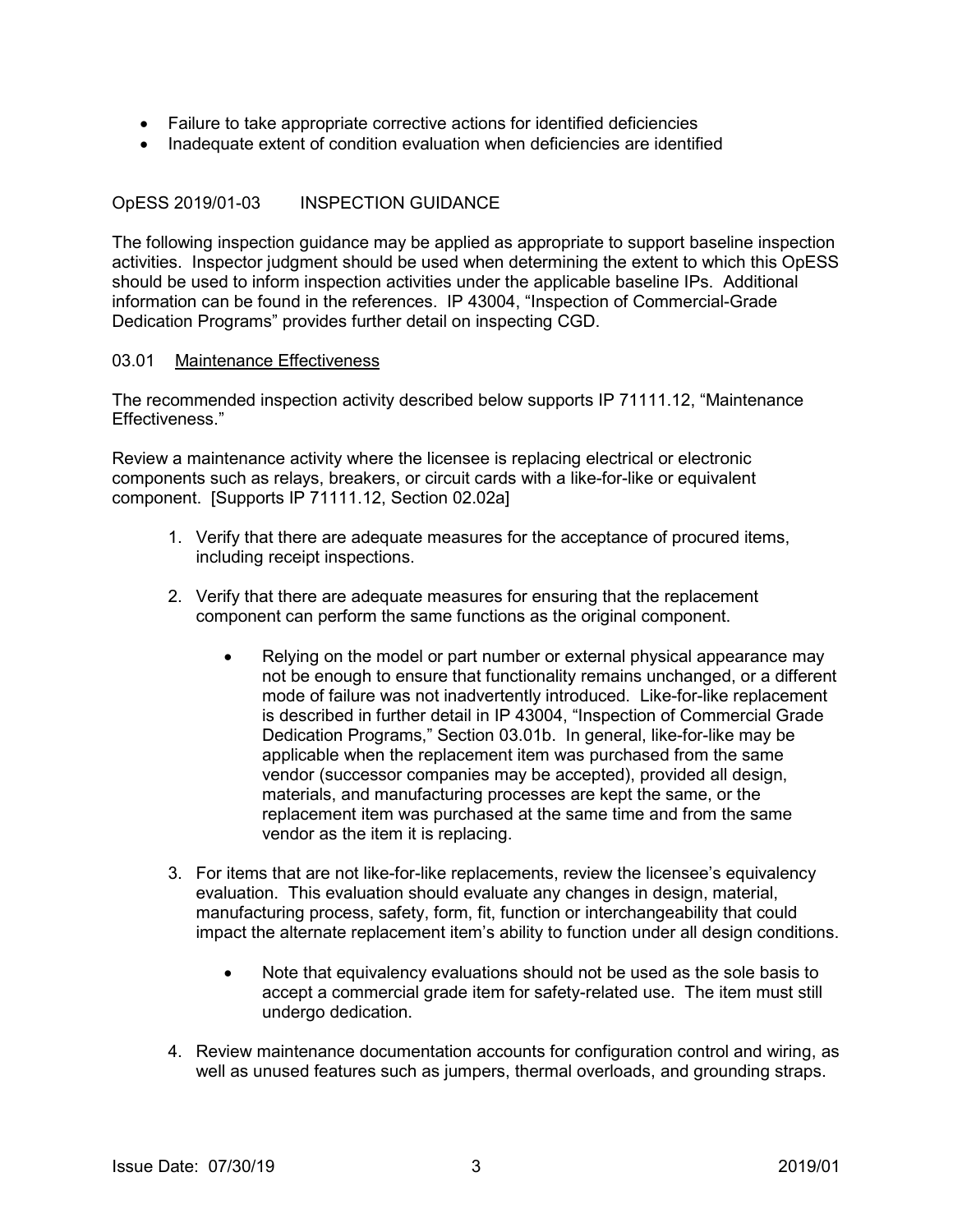- Failure to take appropriate corrective actions for identified deficiencies
- Inadequate extent of condition evaluation when deficiencies are identified

## OpESS 2019/01-03 INSPECTION GUIDANCE

The following inspection guidance may be applied as appropriate to support baseline inspection activities. Inspector judgment should be used when determining the extent to which this OpESS should be used to inform inspection activities under the applicable baseline IPs. Additional information can be found in the references. IP 43004, "Inspection of Commercial-Grade Dedication Programs" provides further detail on inspecting CGD.

### 03.01 Maintenance Effectiveness

The recommended inspection activity described below supports IP 71111.12, "Maintenance Effectiveness."

Review a maintenance activity where the licensee is replacing electrical or electronic components such as relays, breakers, or circuit cards with a like-for-like or equivalent component. [Supports IP 71111.12, Section 02.02a]

1. Verify that there are adequate measures for the acceptance of procured items, including receipt inspections.

2. Verify that there are adequate measures for ensuring that the replacement component can perform the same functions as the original component.

   - Relying on the model or part number or external physical appearance may not be enough to ensure that functionality remains unchanged, or a different mode of failure was not inadvertently introduced. Like-for-like replacement is described in further detail in IP 43004, "Inspection of Commercial Grade Dedication Programs," Section 03.01b. In general, like-for-like may be applicable when the replacement item was purchased from the same vendor (successor companies may be accepted), provided all design, materials, and manufacturing processes are kept the same, or the replacement item was purchased at the same time and from the same vendor as the item it is replacing.

3. For items that are not like-for-like replacements, review the licensee's equivalency evaluation. This evaluation should evaluate any changes in design, material, manufacturing process, safety, form, fit, function or interchangeability that could impact the alternate replacement item's ability to function under all design conditions.

   - Note that equivalency evaluations should not be used as the sole basis to accept a commercial grade item for safety-related use. The item must still undergo dedication.

4. Review maintenance documentation accounts for configuration control and wiring, as well as unused features such as jumpers, thermal overloads, and grounding straps.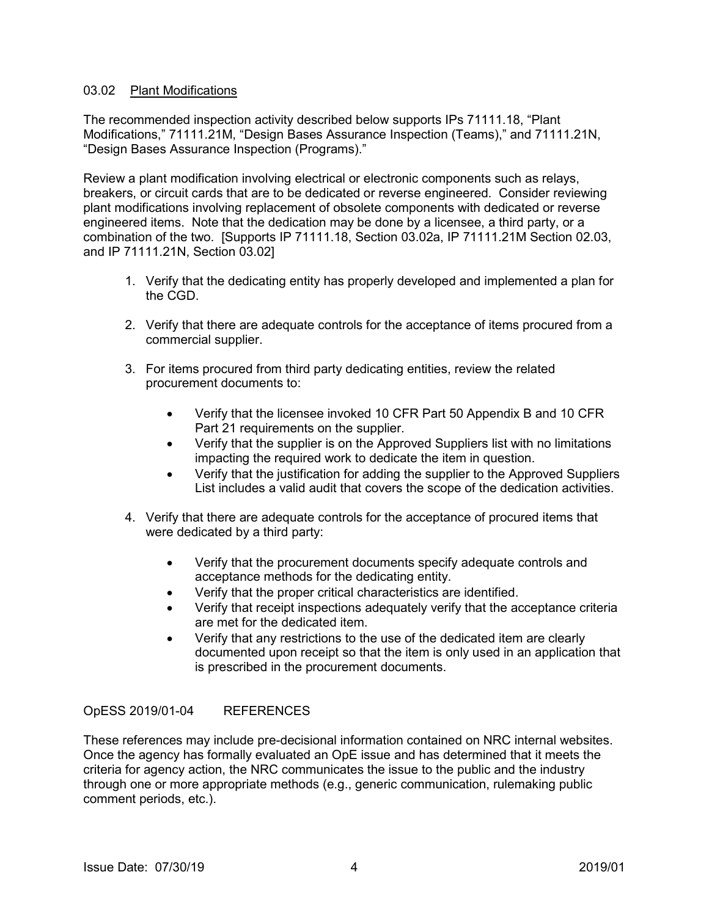### 03.02 Plant Modifications

The recommended inspection activity described below supports IPs 71111.18, "Plant Modifications," 71111.21M, "Design Bases Assurance Inspection (Teams)," and 71111.21N, "Design Bases Assurance Inspection (Programs)."

Review a plant modification involving electrical or electronic components such as relays, breakers, or circuit cards that are to be dedicated or reverse engineered. Consider reviewing plant modifications involving replacement of obsolete components with dedicated or reverse engineered items. Note that the dedication may be done by a licensee, a third party, or a combination of the two. [Supports IP 71111.18, Section 03.02a, IP 71111.21M Section 02.03, and IP 71111.21N, Section 03.02]

1. Verify that the dedicating entity has properly developed and implemented a plan for the CGD.

2. Verify that there are adequate controls for the acceptance of items procured from a commercial supplier.

3. For items procured from third party dedicating entities, review the related procurement documents to:

   - Verify that the licensee invoked 10 CFR Part 50 Appendix B and 10 CFR Part 21 requirements on the supplier.
   - Verify that the supplier is on the Approved Suppliers list with no limitations impacting the required work to dedicate the item in question.
   - Verify that the justification for adding the supplier to the Approved Suppliers List includes a valid audit that covers the scope of the dedication activities.

4. Verify that there are adequate controls for the acceptance of procured items that were dedicated by a third party:

   - Verify that the procurement documents specify adequate controls and acceptance methods for the dedicating entity.
   - Verify that the proper critical characteristics are identified.
   - Verify that receipt inspections adequately verify that the acceptance criteria are met for the dedicated item.
   - Verify that any restrictions to the use of the dedicated item are clearly documented upon receipt so that the item is only used in an application that is prescribed in the procurement documents.

## OpESS 2019/01-04 REFERENCES

These references may include pre-decisional information contained on NRC internal websites. Once the agency has formally evaluated an OpE issue and has determined that it meets the criteria for agency action, the NRC communicates the issue to the public and the industry through one or more appropriate methods (e.g., generic communication, rulemaking public comment periods, etc.).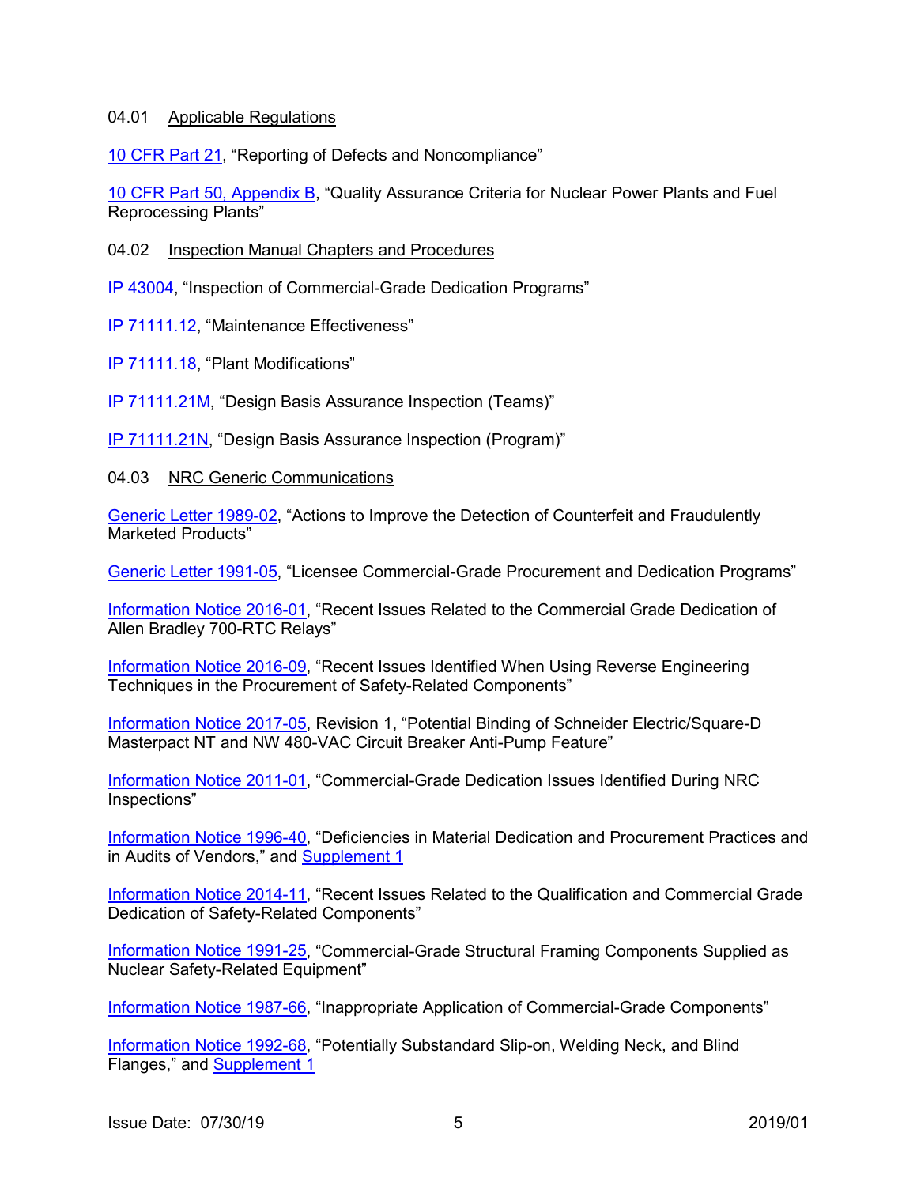04.01 Applicable Regulations

10 CFR Part 21, “Reporting of Defects and Noncompliance”

10 CFR Part 50, Appendix B, “Quality Assurance Criteria for Nuclear Power Plants and Fuel Reprocessing Plants”

04.02 Inspection Manual Chapters and Procedures

IP 43004, “Inspection of Commercial-Grade Dedication Programs”

IP 71111.12, “Maintenance Effectiveness”

IP 71111.18, “Plant Modifications”

IP 71111.21M, “Design Basis Assurance Inspection (Teams)”

IP 71111.21N, “Design Basis Assurance Inspection (Program)”

04.03 NRC Generic Communications

Generic Letter 1989-02, “Actions to Improve the Detection of Counterfeit and Fraudulently Marketed Products”

Generic Letter 1991-05, “Licensee Commercial-Grade Procurement and Dedication Programs”

Information Notice 2016-01, “Recent Issues Related to the Commercial Grade Dedication of Allen Bradley 700-RTC Relays”

Information Notice 2016-09, “Recent Issues Identified When Using Reverse Engineering Techniques in the Procurement of Safety-Related Components”

Information Notice 2017-05, Revision 1, “Potential Binding of Schneider Electric/Square-D Masterpact NT and NW 480-VAC Circuit Breaker Anti-Pump Feature”

Information Notice 2011-01, “Commercial-Grade Dedication Issues Identified During NRC Inspections”

Information Notice 1996-40, “Deficiencies in Material Dedication and Procurement Practices and in Audits of Vendors,” and Supplement 1

Information Notice 2014-11, “Recent Issues Related to the Qualification and Commercial Grade Dedication of Safety-Related Components”

Information Notice 1991-25, “Commercial-Grade Structural Framing Components Supplied as Nuclear Safety-Related Equipment”

Information Notice 1987-66, “Inappropriate Application of Commercial-Grade Components”

Information Notice 1992-68, “Potentially Substandard Slip-on, Welding Neck, and Blind Flanges,” and Supplement 1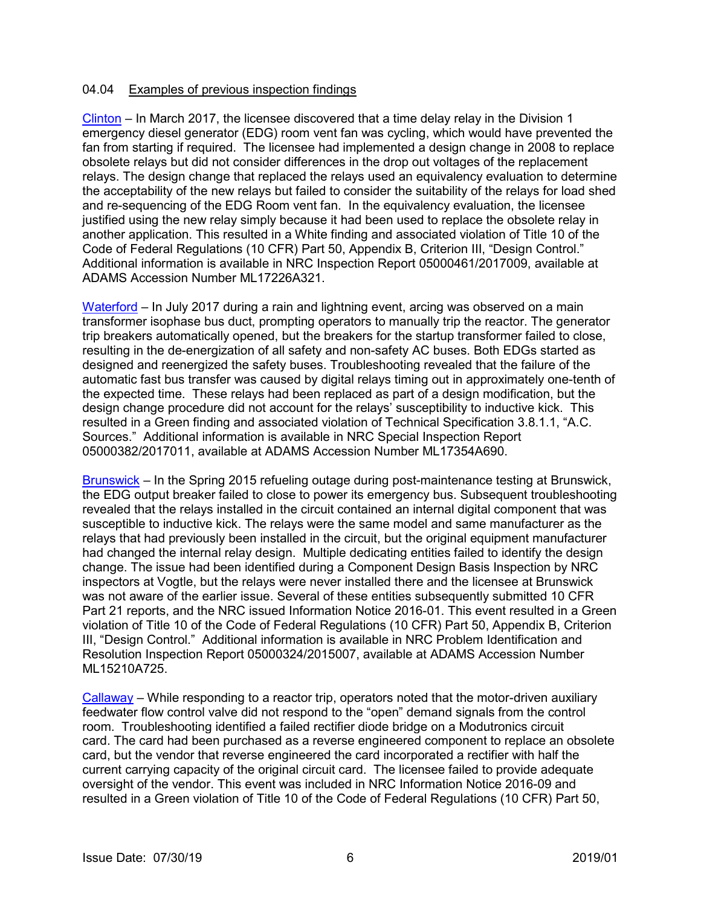## 04.04 Examples of previous inspection findings

Clinton – In March 2017, the licensee discovered that a time delay relay in the Division 1 emergency diesel generator (EDG) room vent fan was cycling, which would have prevented the fan from starting if required. The licensee had implemented a design change in 2008 to replace obsolete relays but did not consider differences in the drop out voltages of the replacement relays. The design change that replaced the relays used an equivalency evaluation to determine the acceptability of the new relays but failed to consider the suitability of the relays for load shed and re-sequencing of the EDG Room vent fan. In the equivalency evaluation, the licensee justified using the new relay simply because it had been used to replace the obsolete relay in another application. This resulted in a White finding and associated violation of Title 10 of the Code of Federal Regulations (10 CFR) Part 50, Appendix B, Criterion III, "Design Control." Additional information is available in NRC Inspection Report 05000461/2017009, available at ADAMS Accession Number ML17226A321.

Waterford – In July 2017 during a rain and lightning event, arcing was observed on a main transformer isophase bus duct, prompting operators to manually trip the reactor. The generator trip breakers automatically opened, but the breakers for the startup transformer failed to close, resulting in the de-energization of all safety and non-safety AC buses. Both EDGs started as designed and reenergized the safety buses. Troubleshooting revealed that the failure of the automatic fast bus transfer was caused by digital relays timing out in approximately one-tenth of the expected time. These relays had been replaced as part of a design modification, but the design change procedure did not account for the relays' susceptibility to inductive kick. This resulted in a Green finding and associated violation of Technical Specification 3.8.1.1, "A.C. Sources." Additional information is available in NRC Special Inspection Report 05000382/2017011, available at ADAMS Accession Number ML17354A690.

Brunswick – In the Spring 2015 refueling outage during post-maintenance testing at Brunswick, the EDG output breaker failed to close to power its emergency bus. Subsequent troubleshooting revealed that the relays installed in the circuit contained an internal digital component that was susceptible to inductive kick. The relays were the same model and same manufacturer as the relays that had previously been installed in the circuit, but the original equipment manufacturer had changed the internal relay design. Multiple dedicating entities failed to identify the design change. The issue had been identified during a Component Design Basis Inspection by NRC inspectors at Vogtle, but the relays were never installed there and the licensee at Brunswick was not aware of the earlier issue. Several of these entities subsequently submitted 10 CFR Part 21 reports, and the NRC issued Information Notice 2016-01. This event resulted in a Green violation of Title 10 of the Code of Federal Regulations (10 CFR) Part 50, Appendix B, Criterion III, "Design Control." Additional information is available in NRC Problem Identification and Resolution Inspection Report 05000324/2015007, available at ADAMS Accession Number ML15210A725.

Callaway – While responding to a reactor trip, operators noted that the motor-driven auxiliary feedwater flow control valve did not respond to the "open" demand signals from the control room. Troubleshooting identified a failed rectifier diode bridge on a Modutronics circuit card. The card had been purchased as a reverse engineered component to replace an obsolete card, but the vendor that reverse engineered the card incorporated a rectifier with half the current carrying capacity of the original circuit card. The licensee failed to provide adequate oversight of the vendor. This event was included in NRC Information Notice 2016-09 and resulted in a Green violation of Title 10 of the Code of Federal Regulations (10 CFR) Part 50,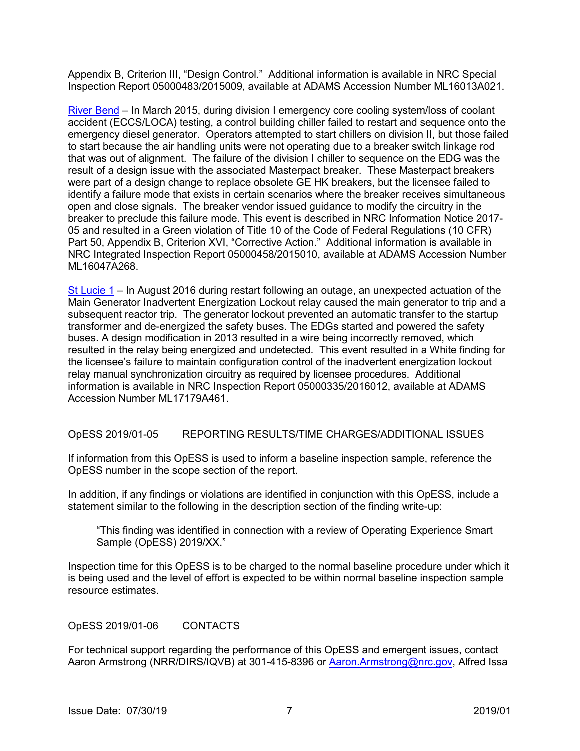Appendix B, Criterion III, "Design Control." Additional information is available in NRC Special Inspection Report 05000483/2015009, available at ADAMS Accession Number ML16013A021.

River Bend – In March 2015, during division I emergency core cooling system/loss of coolant accident (ECCS/LOCA) testing, a control building chiller failed to restart and sequence onto the emergency diesel generator. Operators attempted to start chillers on division II, but those failed to start because the air handling units were not operating due to a breaker switch linkage rod that was out of alignment. The failure of the division I chiller to sequence on the EDG was the result of a design issue with the associated Masterpact breaker. These Masterpact breakers were part of a design change to replace obsolete GE HK breakers, but the licensee failed to identify a failure mode that exists in certain scenarios where the breaker receives simultaneous open and close signals. The breaker vendor issued guidance to modify the circuitry in the breaker to preclude this failure mode. This event is described in NRC Information Notice 2017-05 and resulted in a Green violation of Title 10 of the Code of Federal Regulations (10 CFR) Part 50, Appendix B, Criterion XVI, "Corrective Action." Additional information is available in NRC Integrated Inspection Report 05000458/2015010, available at ADAMS Accession Number ML16047A268.

St Lucie 1 – In August 2016 during restart following an outage, an unexpected actuation of the Main Generator Inadvertent Energization Lockout relay caused the main generator to trip and a subsequent reactor trip. The generator lockout prevented an automatic transfer to the startup transformer and de-energized the safety buses. The EDGs started and powered the safety buses. A design modification in 2013 resulted in a wire being incorrectly removed, which resulted in the relay being energized and undetected. This event resulted in a White finding for the licensee's failure to maintain configuration control of the inadvertent energization lockout relay manual synchronization circuitry as required by licensee procedures. Additional information is available in NRC Inspection Report 05000335/2016012, available at ADAMS Accession Number ML17179A461.

## OpESS 2019/01-05 REPORTING RESULTS/TIME CHARGES/ADDITIONAL ISSUES

If information from this OpESS is used to inform a baseline inspection sample, reference the OpESS number in the scope section of the report.

In addition, if any findings or violations are identified in conjunction with this OpESS, include a statement similar to the following in the description section of the finding write-up:

> "This finding was identified in connection with a review of Operating Experience Smart Sample (OpESS) 2019/XX."

Inspection time for this OpESS is to be charged to the normal baseline procedure under which it is being used and the level of effort is expected to be within normal baseline inspection sample resource estimates.

## OpESS 2019/01-06 CONTACTS

For technical support regarding the performance of this OpESS and emergent issues, contact Aaron Armstrong (NRR/DIRS/IQVB) at 301-415-8396 or Aaron.Armstrong@nrc.gov, Alfred Issa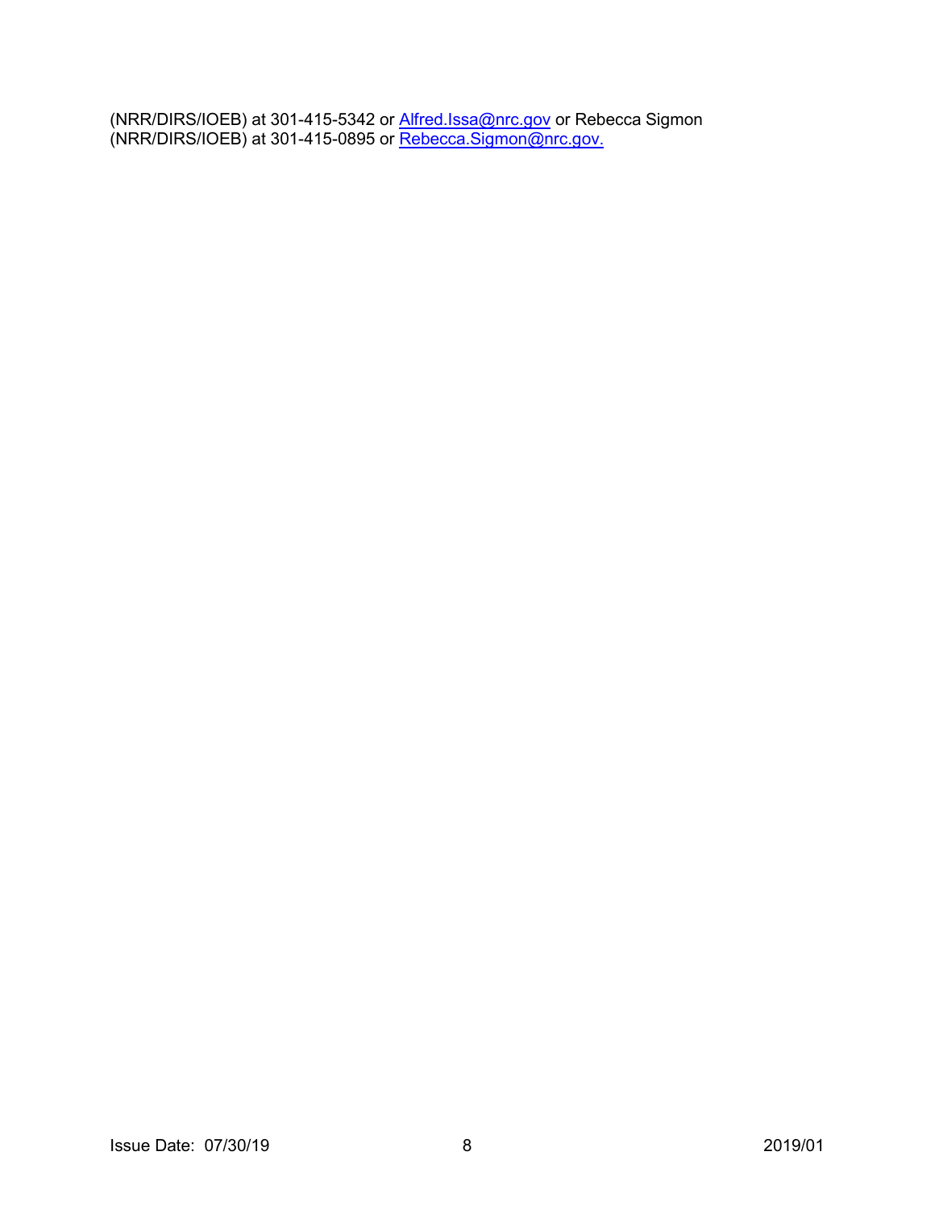(NRR/DIRS/IOEB) at 301-415-5342 or [Alfred.Issa@nrc.gov](mailto:Alfred.Issa@nrc.gov) or Rebecca Sigmon (NRR/DIRS/IOEB) at 301-415-0895 or [Rebecca.Sigmon@nrc.gov.](mailto:Rebecca.Sigmon@nrc.gov)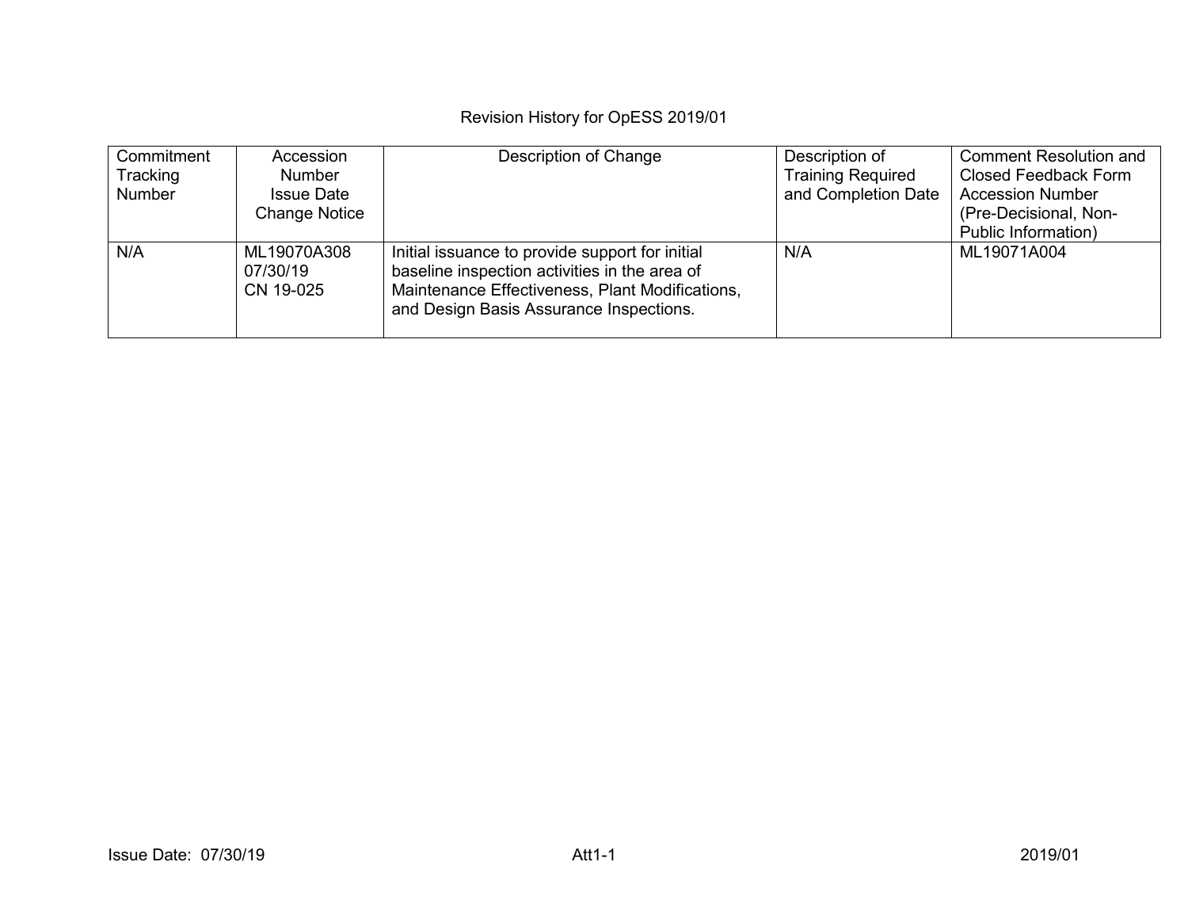Revision History for OpESS 2019/01

| Commitment Tracking Number | Accession Number<br>Issue Date<br>Change Notice | Description of Change | Description of Training Required and Completion Date | Comment Resolution and Closed Feedback Form Accession Number (Pre-Decisional, Non-Public Information) |
|---|---|---|---|---|
| N/A | ML19070A308<br>07/30/19<br>CN 19-025 | Initial issuance to provide support for initial baseline inspection activities in the area of Maintenance Effectiveness, Plant Modifications, and Design Basis Assurance Inspections. | N/A | ML19071A004 |